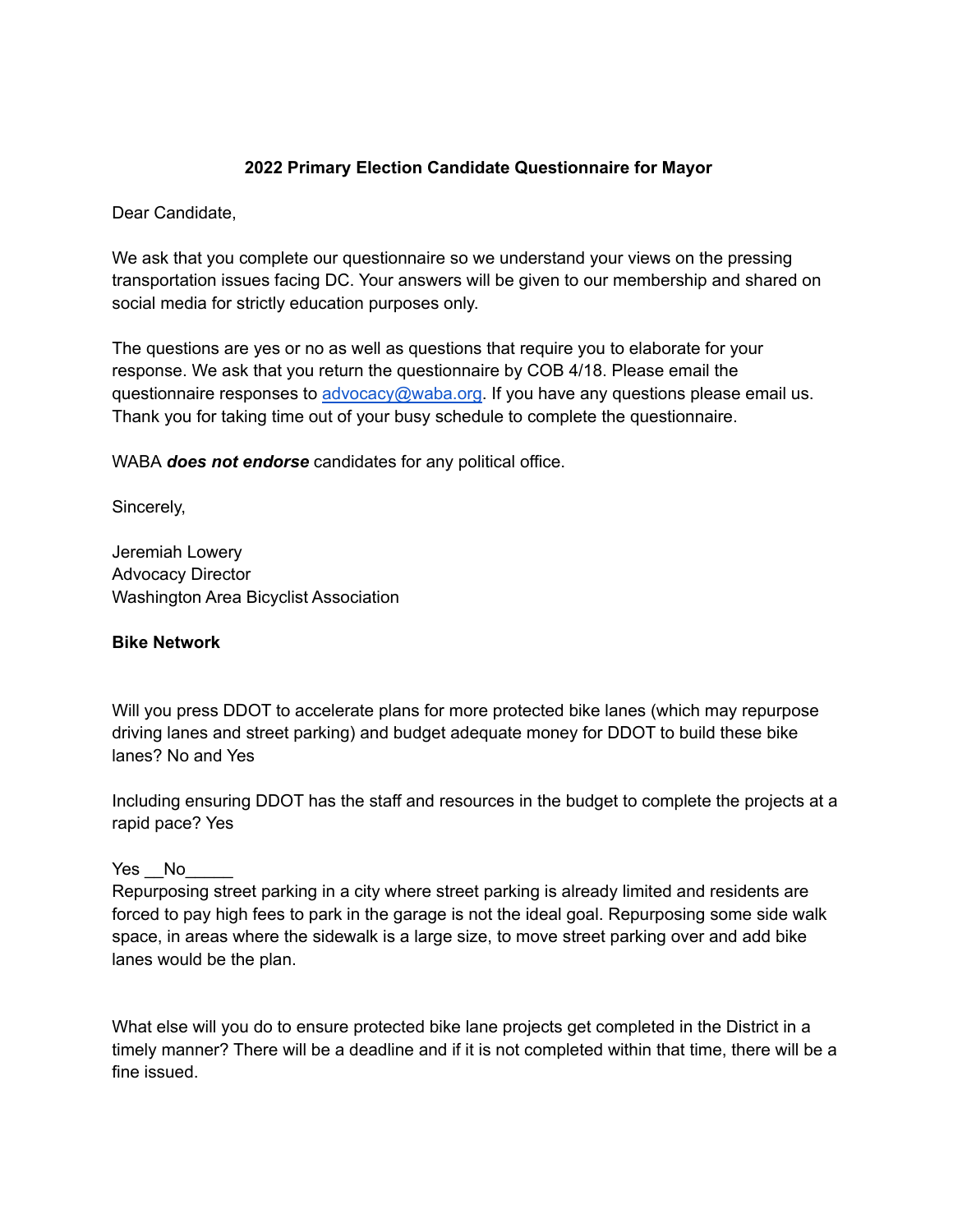**2022 Primary Election Candidate Questionnaire for Mayor**

Dear Candidate,

We ask that you complete our questionnaire so we understand your views on the pressing transportation issues facing DC. Your answers will be given to our membership and shared on social media for strictly education purposes only.

The questions are yes or no as well as questions that require you to elaborate for your response. We ask that you return the questionnaire by COB 4/18. Please email the questionnaire responses to [advocacy@waba.org](mailto:advocacy@waba.org). If you have any questions please email us. Thank you for taking time out of your busy schedule to complete the questionnaire.

WABA ***does not endorse*** candidates for any political office.

Sincerely,

Jeremiah Lowery
Advocacy Director
Washington Area Bicyclist Association

**Bike Network**

Will you press DDOT to accelerate plans for more protected bike lanes (which may repurpose driving lanes and street parking) and budget adequate money for DDOT to build these bike lanes? No and Yes

Including ensuring DDOT has the staff and resources in the budget to complete the projects at a rapid pace? Yes

Yes __No_____
Repurposing street parking in a city where street parking is already limited and residents are forced to pay high fees to park in the garage is not the ideal goal. Repurposing some side walk space, in areas where the sidewalk is a large size, to move street parking over and add bike lanes would be the plan.

What else will you do to ensure protected bike lane projects get completed in the District in a timely manner? There will be a deadline and if it is not completed within that time, there will be a fine issued.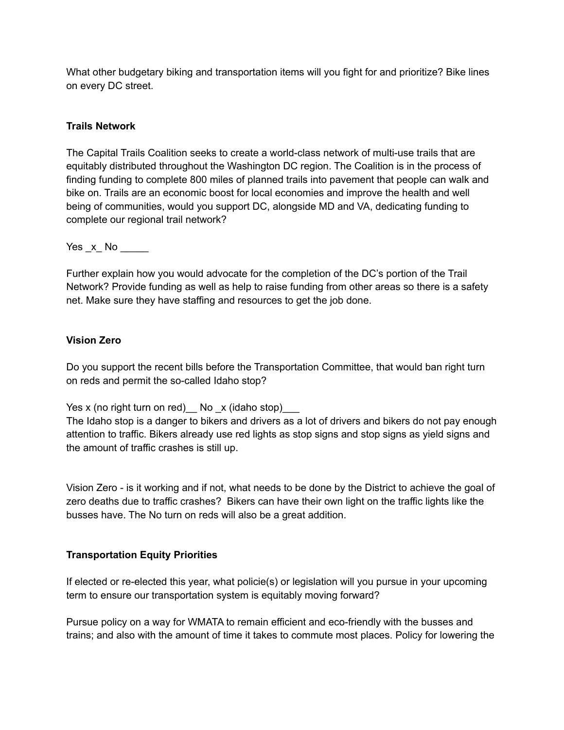What other budgetary biking and transportation items will you fight for and prioritize? Bike lines on every DC street.

**Trails Network**

The Capital Trails Coalition seeks to create a world-class network of multi-use trails that are equitably distributed throughout the Washington DC region. The Coalition is in the process of finding funding to complete 800 miles of planned trails into pavement that people can walk and bike on. Trails are an economic boost for local economies and improve the health and well being of communities, would you support DC, alongside MD and VA, dedicating funding to complete our regional trail network?

Yes _x_ No _____

Further explain how you would advocate for the completion of the DC's portion of the Trail Network? Provide funding as well as help to raise funding from other areas so there is a safety net. Make sure they have staffing and resources to get the job done.

**Vision Zero**

Do you support the recent bills before the Transportation Committee, that would ban right turn on reds and permit the so-called Idaho stop?

Yes x (no right turn on red)__ No _x (idaho stop)___

The Idaho stop is a danger to bikers and drivers as a lot of drivers and bikers do not pay enough attention to traffic. Bikers already use red lights as stop signs and stop signs as yield signs and the amount of traffic crashes is still up.

Vision Zero - is it working and if not, what needs to be done by the District to achieve the goal of zero deaths due to traffic crashes? Bikers can have their own light on the traffic lights like the busses have. The No turn on reds will also be a great addition.

**Transportation Equity Priorities**

If elected or re-elected this year, what policie(s) or legislation will you pursue in your upcoming term to ensure our transportation system is equitably moving forward?

Pursue policy on a way for WMATA to remain efficient and eco-friendly with the busses and trains; and also with the amount of time it takes to commute most places. Policy for lowering the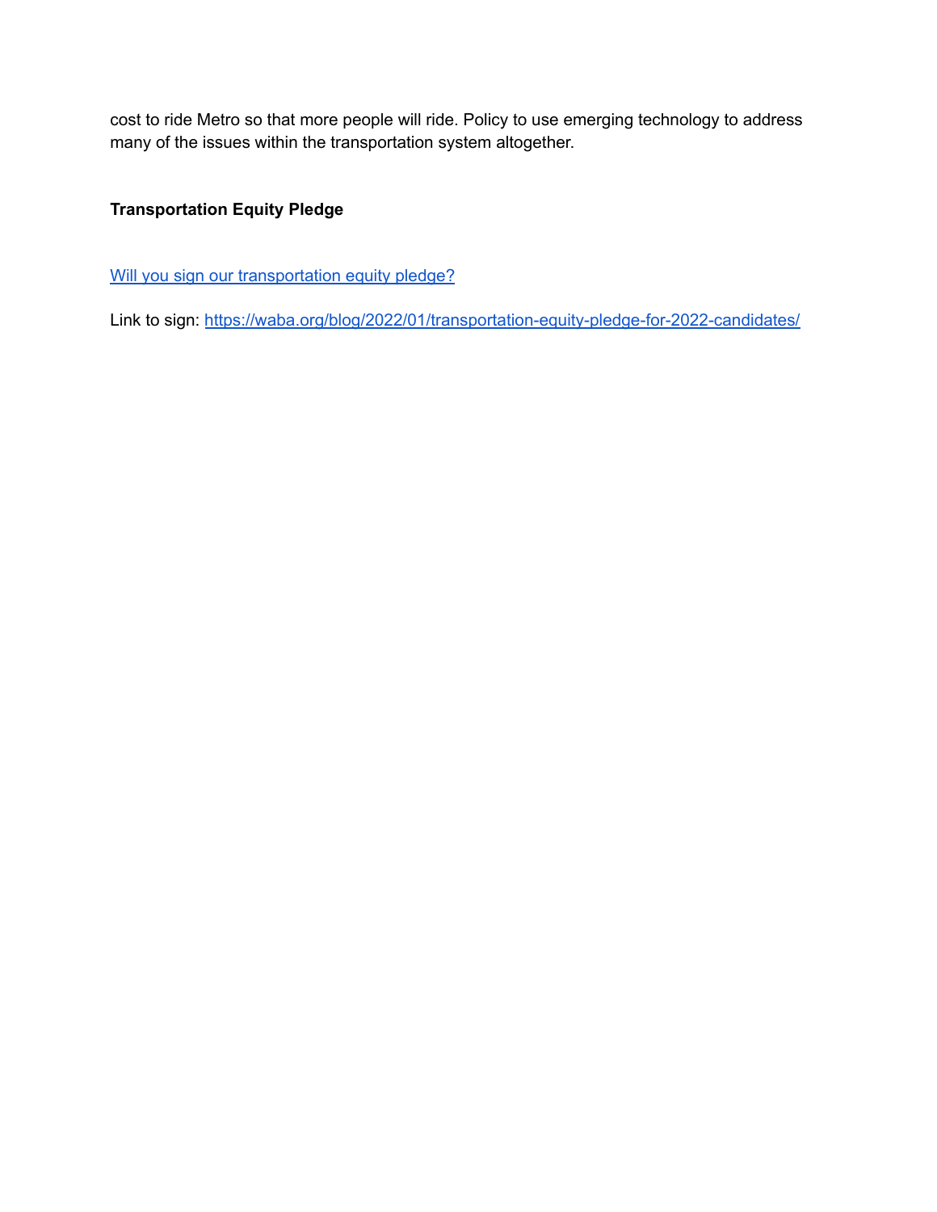cost to ride Metro so that more people will ride. Policy to use emerging technology to address many of the issues within the transportation system altogether.

**Transportation Equity Pledge**

[Will you sign our transportation equity pledge?](https://waba.org/blog/2022/01/transportation-equity-pledge-for-2022-candidates/)

Link to sign: [https://waba.org/blog/2022/01/transportation-equity-pledge-for-2022-candidates/](https://waba.org/blog/2022/01/transportation-equity-pledge-for-2022-candidates/)